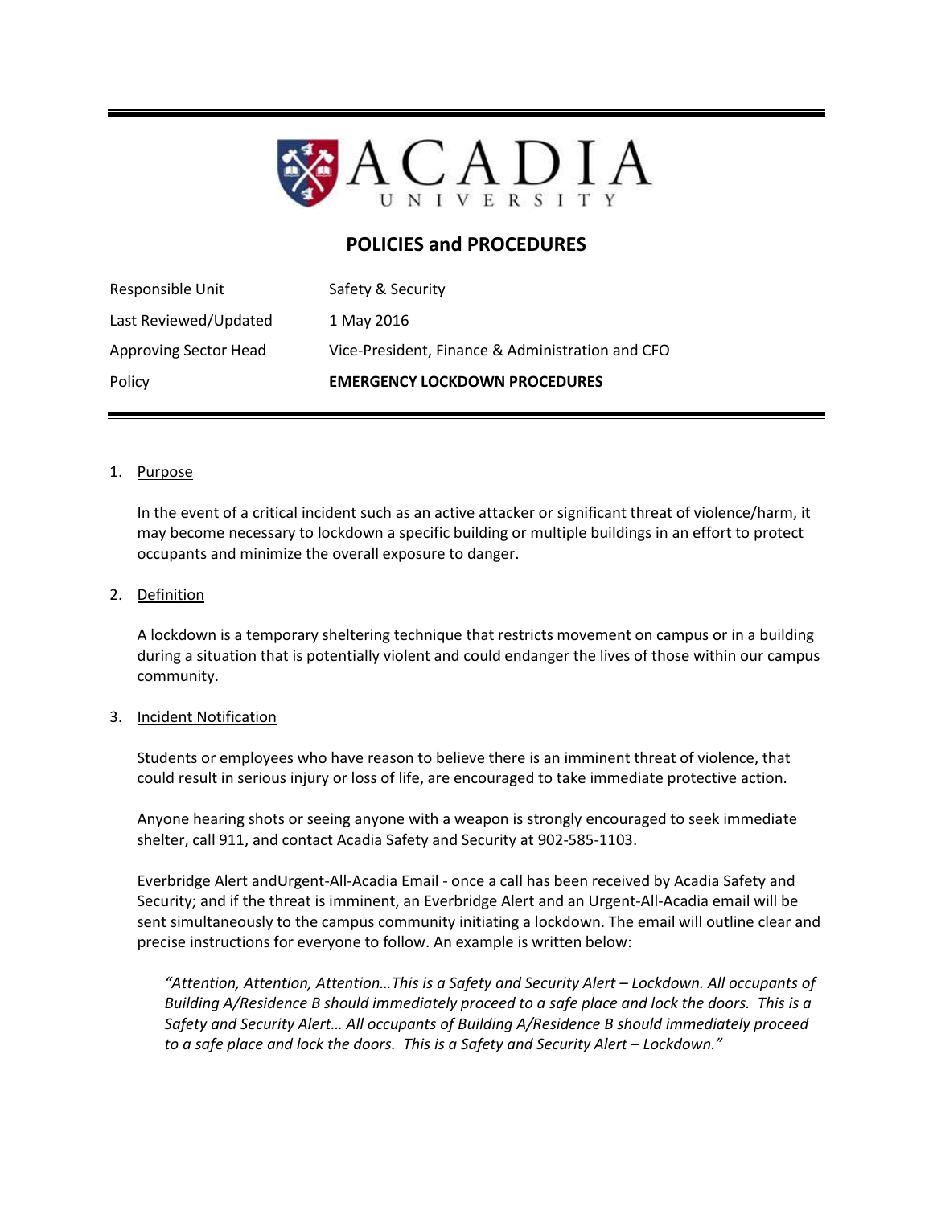# ACADIA UNIVERSITY

## POLICIES and PROCEDURES

| | |
|---|---|
| Responsible Unit | Safety & Security |
| Last Reviewed/Updated | 1 May 2016 |
| Approving Sector Head | Vice-President, Finance & Administration and CFO |
| Policy | **EMERGENCY LOCKDOWN PROCEDURES** |

1. Purpose

   In the event of a critical incident such as an active attacker or significant threat of violence/harm, it may become necessary to lockdown a specific building or multiple buildings in an effort to protect occupants and minimize the overall exposure to danger.

2. Definition

   A lockdown is a temporary sheltering technique that restricts movement on campus or in a building during a situation that is potentially violent and could endanger the lives of those within our campus community.

3. Incident Notification

   Students or employees who have reason to believe there is an imminent threat of violence, that could result in serious injury or loss of life, are encouraged to take immediate protective action.

   Anyone hearing shots or seeing anyone with a weapon is strongly encouraged to seek immediate shelter, call 911, and contact Acadia Safety and Security at 902-585-1103.

   Everbridge Alert andUrgent-All-Acadia Email - once a call has been received by Acadia Safety and Security; and if the threat is imminent, an Everbridge Alert and an Urgent-All-Acadia email will be sent simultaneously to the campus community initiating a lockdown. The email will outline clear and precise instructions for everyone to follow. An example is written below:

   *"Attention, Attention, Attention…This is a Safety and Security Alert – Lockdown. All occupants of Building A/Residence B should immediately proceed to a safe place and lock the doors. This is a Safety and Security Alert… All occupants of Building A/Residence B should immediately proceed to a safe place and lock the doors. This is a Safety and Security Alert – Lockdown."*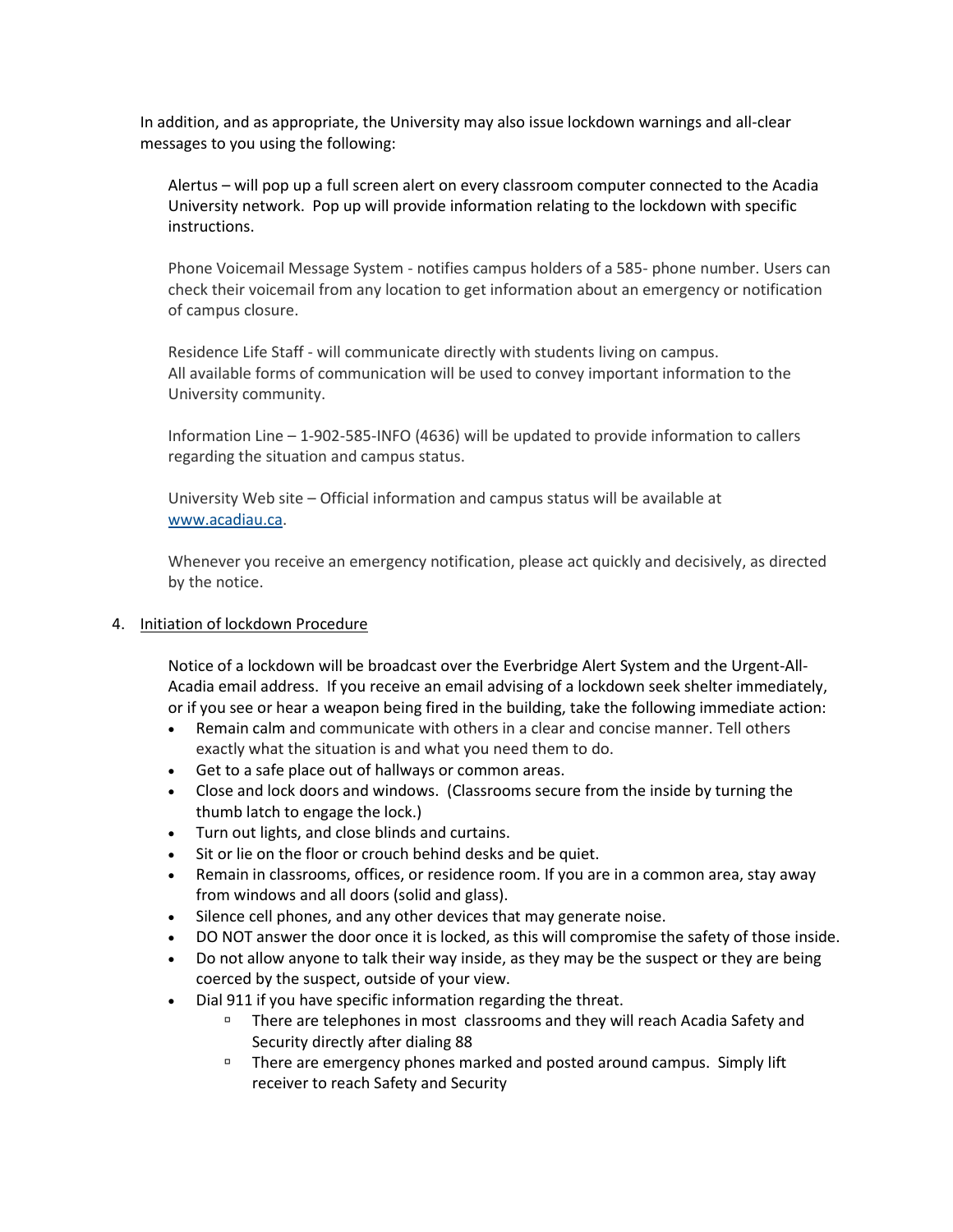In addition, and as appropriate, the University may also issue lockdown warnings and all-clear messages to you using the following:

Alertus – will pop up a full screen alert on every classroom computer connected to the Acadia University network. Pop up will provide information relating to the lockdown with specific instructions.

Phone Voicemail Message System - notifies campus holders of a 585- phone number. Users can check their voicemail from any location to get information about an emergency or notification of campus closure.

Residence Life Staff - will communicate directly with students living on campus. All available forms of communication will be used to convey important information to the University community.

Information Line – 1-902-585-INFO (4636) will be updated to provide information to callers regarding the situation and campus status.

University Web site – Official information and campus status will be available at [www.acadiau.ca](http://www.acadiau.ca).

Whenever you receive an emergency notification, please act quickly and decisively, as directed by the notice.

4. <u>Initiation of lockdown Procedure</u>

   Notice of a lockdown will be broadcast over the Everbridge Alert System and the Urgent-All-Acadia email address. If you receive an email advising of a lockdown seek shelter immediately, or if you see or hear a weapon being fired in the building, take the following immediate action:

   - Remain calm and communicate with others in a clear and concise manner. Tell others exactly what the situation is and what you need them to do.
   - Get to a safe place out of hallways or common areas.
   - Close and lock doors and windows. (Classrooms secure from the inside by turning the thumb latch to engage the lock.)
   - Turn out lights, and close blinds and curtains.
   - Sit or lie on the floor or crouch behind desks and be quiet.
   - Remain in classrooms, offices, or residence room. If you are in a common area, stay away from windows and all doors (solid and glass).
   - Silence cell phones, and any other devices that may generate noise.
   - DO NOT answer the door once it is locked, as this will compromise the safety of those inside.
   - Do not allow anyone to talk their way inside, as they may be the suspect or they are being coerced by the suspect, outside of your view.
   - Dial 911 if you have specific information regarding the threat.
     - There are telephones in most classrooms and they will reach Acadia Safety and Security directly after dialing 88
     - There are emergency phones marked and posted around campus. Simply lift receiver to reach Safety and Security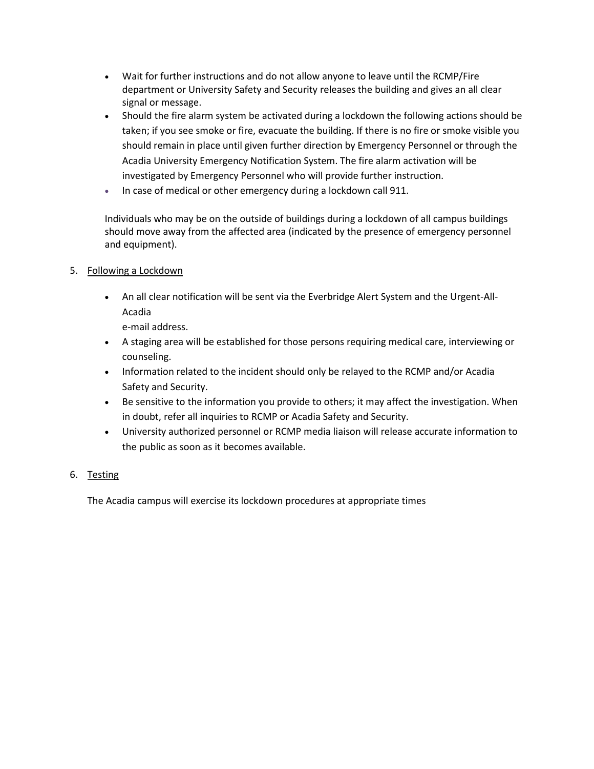- Wait for further instructions and do not allow anyone to leave until the RCMP/Fire department or University Safety and Security releases the building and gives an all clear signal or message.
- Should the fire alarm system be activated during a lockdown the following actions should be taken; if you see smoke or fire, evacuate the building. If there is no fire or smoke visible you should remain in place until given further direction by Emergency Personnel or through the Acadia University Emergency Notification System. The fire alarm activation will be investigated by Emergency Personnel who will provide further instruction.
- In case of medical or other emergency during a lockdown call 911.

Individuals who may be on the outside of buildings during a lockdown of all campus buildings should move away from the affected area (indicated by the presence of emergency personnel and equipment).

5. Following a Lockdown

- An all clear notification will be sent via the Everbridge Alert System and the Urgent-All-Acadia e-mail address.
- A staging area will be established for those persons requiring medical care, interviewing or counseling.
- Information related to the incident should only be relayed to the RCMP and/or Acadia Safety and Security.
- Be sensitive to the information you provide to others; it may affect the investigation. When in doubt, refer all inquiries to RCMP or Acadia Safety and Security.
- University authorized personnel or RCMP media liaison will release accurate information to the public as soon as it becomes available.

6. Testing

The Acadia campus will exercise its lockdown procedures at appropriate times